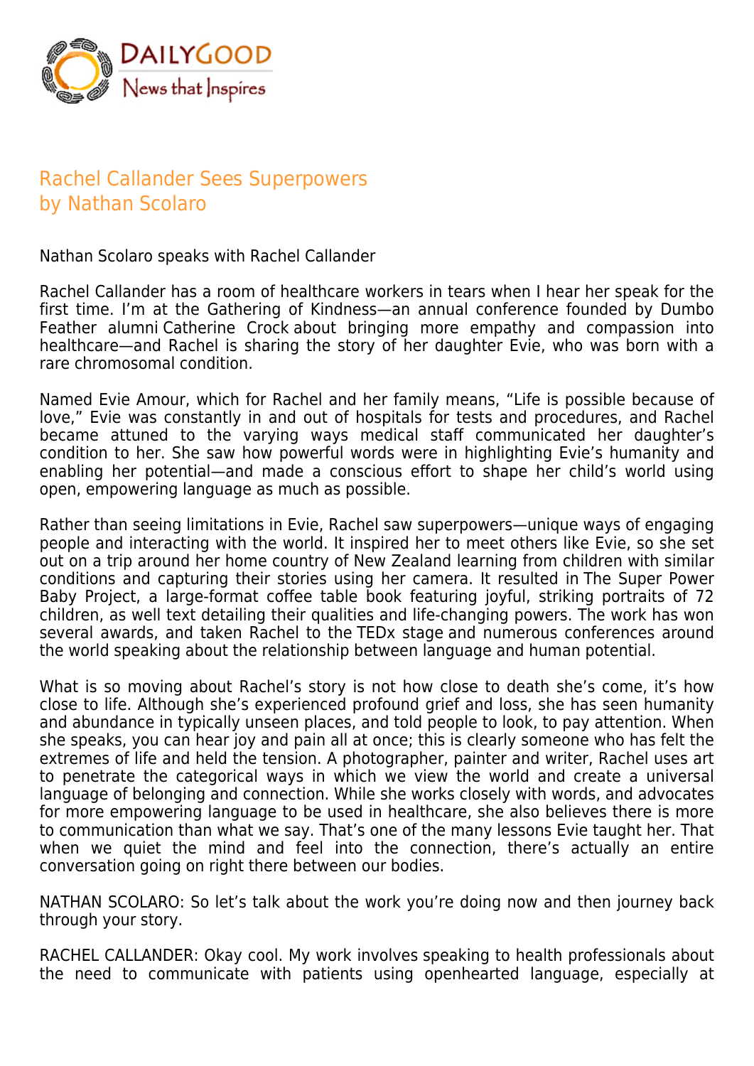# Rachel Callander Sees Superpowers
## by Nathan Scolaro

Nathan Scolaro speaks with Rachel Callander

Rachel Callander has a room of healthcare workers in tears when I hear her speak for the first time. I'm at the Gathering of Kindness—an annual conference founded by Dumbo Feather alumni Catherine Crock about bringing more empathy and compassion into healthcare—and Rachel is sharing the story of her daughter Evie, who was born with a rare chromosomal condition.

Named Evie Amour, which for Rachel and her family means, "Life is possible because of love," Evie was constantly in and out of hospitals for tests and procedures, and Rachel became attuned to the varying ways medical staff communicated her daughter's condition to her. She saw how powerful words were in highlighting Evie's humanity and enabling her potential—and made a conscious effort to shape her child's world using open, empowering language as much as possible.

Rather than seeing limitations in Evie, Rachel saw superpowers—unique ways of engaging people and interacting with the world. It inspired her to meet others like Evie, so she set out on a trip around her home country of New Zealand learning from children with similar conditions and capturing their stories using her camera. It resulted in The Super Power Baby Project, a large-format coffee table book featuring joyful, striking portraits of 72 children, as well text detailing their qualities and life-changing powers. The work has won several awards, and taken Rachel to the TEDx stage and numerous conferences around the world speaking about the relationship between language and human potential.

What is so moving about Rachel's story is not how close to death she's come, it's how close to life. Although she's experienced profound grief and loss, she has seen humanity and abundance in typically unseen places, and told people to look, to pay attention. When she speaks, you can hear joy and pain all at once; this is clearly someone who has felt the extremes of life and held the tension. A photographer, painter and writer, Rachel uses art to penetrate the categorical ways in which we view the world and create a universal language of belonging and connection. While she works closely with words, and advocates for more empowering language to be used in healthcare, she also believes there is more to communication than what we say. That's one of the many lessons Evie taught her. That when we quiet the mind and feel into the connection, there's actually an entire conversation going on right there between our bodies.

NATHAN SCOLARO: So let's talk about the work you're doing now and then journey back through your story.

RACHEL CALLANDER: Okay cool. My work involves speaking to health professionals about the need to communicate with patients using openhearted language, especially at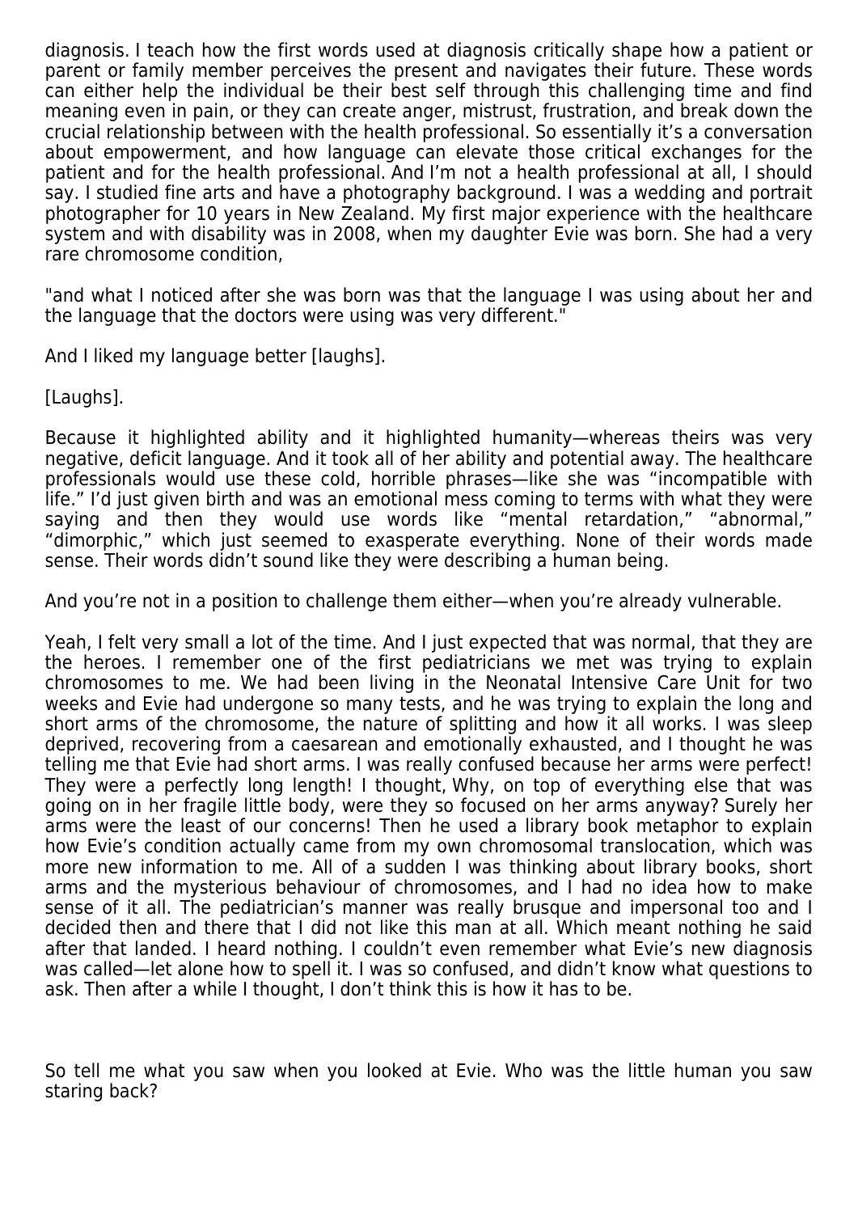diagnosis. I teach how the first words used at diagnosis critically shape how a patient or parent or family member perceives the present and navigates their future. These words can either help the individual be their best self through this challenging time and find meaning even in pain, or they can create anger, mistrust, frustration, and break down the crucial relationship between with the health professional. So essentially it's a conversation about empowerment, and how language can elevate those critical exchanges for the patient and for the health professional. And I'm not a health professional at all, I should say. I studied fine arts and have a photography background. I was a wedding and portrait photographer for 10 years in New Zealand. My first major experience with the healthcare system and with disability was in 2008, when my daughter Evie was born. She had a very rare chromosome condition,

"and what I noticed after she was born was that the language I was using about her and the language that the doctors were using was very different."

And I liked my language better [laughs].

[Laughs].

Because it highlighted ability and it highlighted humanity—whereas theirs was very negative, deficit language. And it took all of her ability and potential away. The healthcare professionals would use these cold, horrible phrases—like she was "incompatible with life." I'd just given birth and was an emotional mess coming to terms with what they were saying and then they would use words like "mental retardation," "abnormal," "dimorphic," which just seemed to exasperate everything. None of their words made sense. Their words didn't sound like they were describing a human being.

And you're not in a position to challenge them either—when you're already vulnerable.

Yeah, I felt very small a lot of the time. And I just expected that was normal, that they are the heroes. I remember one of the first pediatricians we met was trying to explain chromosomes to me. We had been living in the Neonatal Intensive Care Unit for two weeks and Evie had undergone so many tests, and he was trying to explain the long and short arms of the chromosome, the nature of splitting and how it all works. I was sleep deprived, recovering from a caesarean and emotionally exhausted, and I thought he was telling me that Evie had short arms. I was really confused because her arms were perfect! They were a perfectly long length! I thought, Why, on top of everything else that was going on in her fragile little body, were they so focused on her arms anyway? Surely her arms were the least of our concerns! Then he used a library book metaphor to explain how Evie's condition actually came from my own chromosomal translocation, which was more new information to me. All of a sudden I was thinking about library books, short arms and the mysterious behaviour of chromosomes, and I had no idea how to make sense of it all. The pediatrician's manner was really brusque and impersonal too and I decided then and there that I did not like this man at all. Which meant nothing he said after that landed. I heard nothing. I couldn't even remember what Evie's new diagnosis was called—let alone how to spell it. I was so confused, and didn't know what questions to ask. Then after a while I thought, I don't think this is how it has to be.

So tell me what you saw when you looked at Evie. Who was the little human you saw staring back?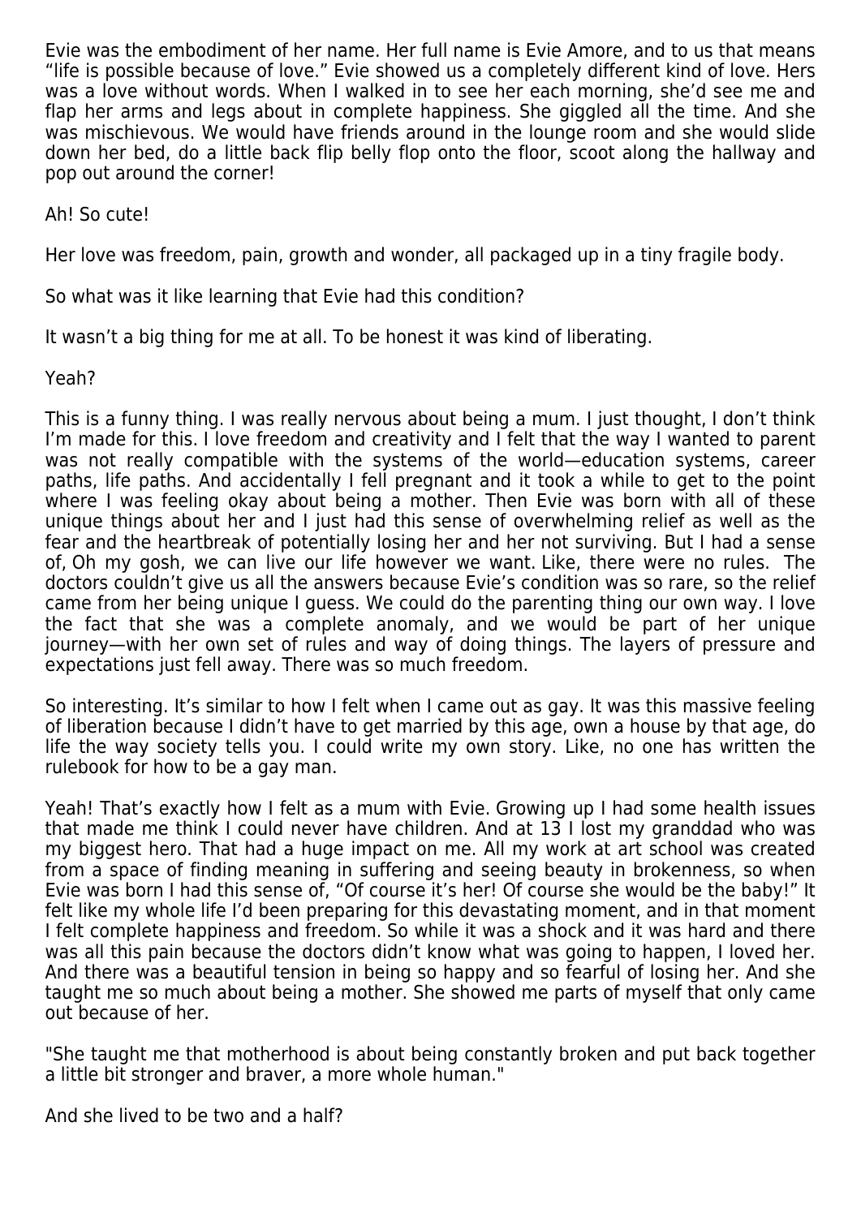Evie was the embodiment of her name. Her full name is Evie Amore, and to us that means "life is possible because of love." Evie showed us a completely different kind of love. Hers was a love without words. When I walked in to see her each morning, she'd see me and flap her arms and legs about in complete happiness. She giggled all the time. And she was mischievous. We would have friends around in the lounge room and she would slide down her bed, do a little back flip belly flop onto the floor, scoot along the hallway and pop out around the corner!

Ah! So cute!

Her love was freedom, pain, growth and wonder, all packaged up in a tiny fragile body.

So what was it like learning that Evie had this condition?

It wasn't a big thing for me at all. To be honest it was kind of liberating.

Yeah?

This is a funny thing. I was really nervous about being a mum. I just thought, I don't think I'm made for this. I love freedom and creativity and I felt that the way I wanted to parent was not really compatible with the systems of the world—education systems, career paths, life paths. And accidentally I fell pregnant and it took a while to get to the point where I was feeling okay about being a mother. Then Evie was born with all of these unique things about her and I just had this sense of overwhelming relief as well as the fear and the heartbreak of potentially losing her and her not surviving. But I had a sense of, Oh my gosh, we can live our life however we want. Like, there were no rules. The doctors couldn't give us all the answers because Evie's condition was so rare, so the relief came from her being unique I guess. We could do the parenting thing our own way. I love the fact that she was a complete anomaly, and we would be part of her unique journey—with her own set of rules and way of doing things. The layers of pressure and expectations just fell away. There was so much freedom.

So interesting. It's similar to how I felt when I came out as gay. It was this massive feeling of liberation because I didn't have to get married by this age, own a house by that age, do life the way society tells you. I could write my own story. Like, no one has written the rulebook for how to be a gay man.

Yeah! That's exactly how I felt as a mum with Evie. Growing up I had some health issues that made me think I could never have children. And at 13 I lost my granddad who was my biggest hero. That had a huge impact on me. All my work at art school was created from a space of finding meaning in suffering and seeing beauty in brokenness, so when Evie was born I had this sense of, "Of course it's her! Of course she would be the baby!" It felt like my whole life I'd been preparing for this devastating moment, and in that moment I felt complete happiness and freedom. So while it was a shock and it was hard and there was all this pain because the doctors didn't know what was going to happen, I loved her. And there was a beautiful tension in being so happy and so fearful of losing her. And she taught me so much about being a mother. She showed me parts of myself that only came out because of her.

"She taught me that motherhood is about being constantly broken and put back together a little bit stronger and braver, a more whole human."

And she lived to be two and a half?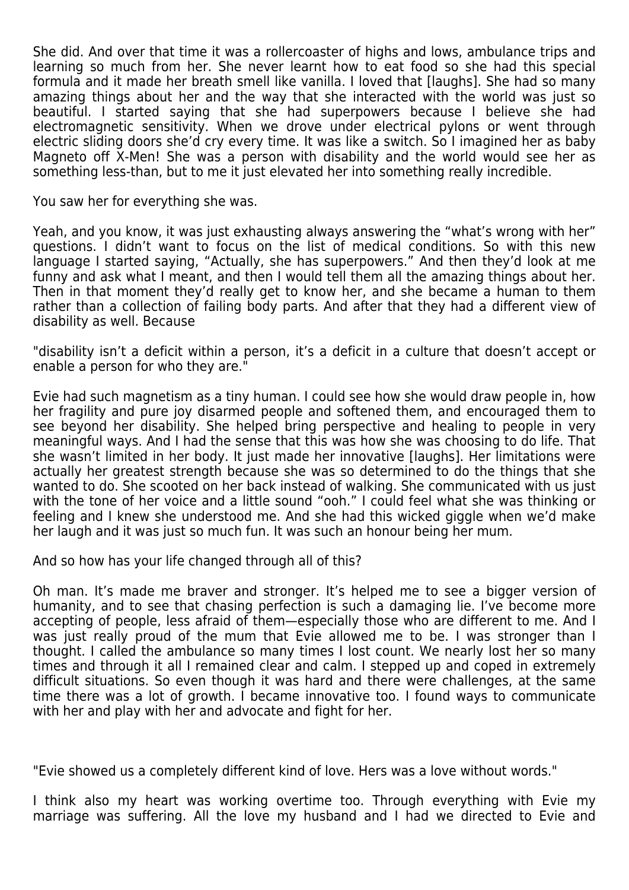She did. And over that time it was a rollercoaster of highs and lows, ambulance trips and learning so much from her. She never learnt how to eat food so she had this special formula and it made her breath smell like vanilla. I loved that [laughs]. She had so many amazing things about her and the way that she interacted with the world was just so beautiful. I started saying that she had superpowers because I believe she had electromagnetic sensitivity. When we drove under electrical pylons or went through electric sliding doors she'd cry every time. It was like a switch. So I imagined her as baby Magneto off X-Men! She was a person with disability and the world would see her as something less-than, but to me it just elevated her into something really incredible.

You saw her for everything she was.

Yeah, and you know, it was just exhausting always answering the "what's wrong with her" questions. I didn't want to focus on the list of medical conditions. So with this new language I started saying, "Actually, she has superpowers." And then they'd look at me funny and ask what I meant, and then I would tell them all the amazing things about her. Then in that moment they'd really get to know her, and she became a human to them rather than a collection of failing body parts. And after that they had a different view of disability as well. Because

"disability isn't a deficit within a person, it's a deficit in a culture that doesn't accept or enable a person for who they are."

Evie had such magnetism as a tiny human. I could see how she would draw people in, how her fragility and pure joy disarmed people and softened them, and encouraged them to see beyond her disability. She helped bring perspective and healing to people in very meaningful ways. And I had the sense that this was how she was choosing to do life. That she wasn't limited in her body. It just made her innovative [laughs]. Her limitations were actually her greatest strength because she was so determined to do the things that she wanted to do. She scooted on her back instead of walking. She communicated with us just with the tone of her voice and a little sound "ooh." I could feel what she was thinking or feeling and I knew she understood me. And she had this wicked giggle when we'd make her laugh and it was just so much fun. It was such an honour being her mum.

And so how has your life changed through all of this?

Oh man. It's made me braver and stronger. It's helped me to see a bigger version of humanity, and to see that chasing perfection is such a damaging lie. I've become more accepting of people, less afraid of them—especially those who are different to me. And I was just really proud of the mum that Evie allowed me to be. I was stronger than I thought. I called the ambulance so many times I lost count. We nearly lost her so many times and through it all I remained clear and calm. I stepped up and coped in extremely difficult situations. So even though it was hard and there were challenges, at the same time there was a lot of growth. I became innovative too. I found ways to communicate with her and play with her and advocate and fight for her.

"Evie showed us a completely different kind of love. Hers was a love without words."

I think also my heart was working overtime too. Through everything with Evie my marriage was suffering. All the love my husband and I had we directed to Evie and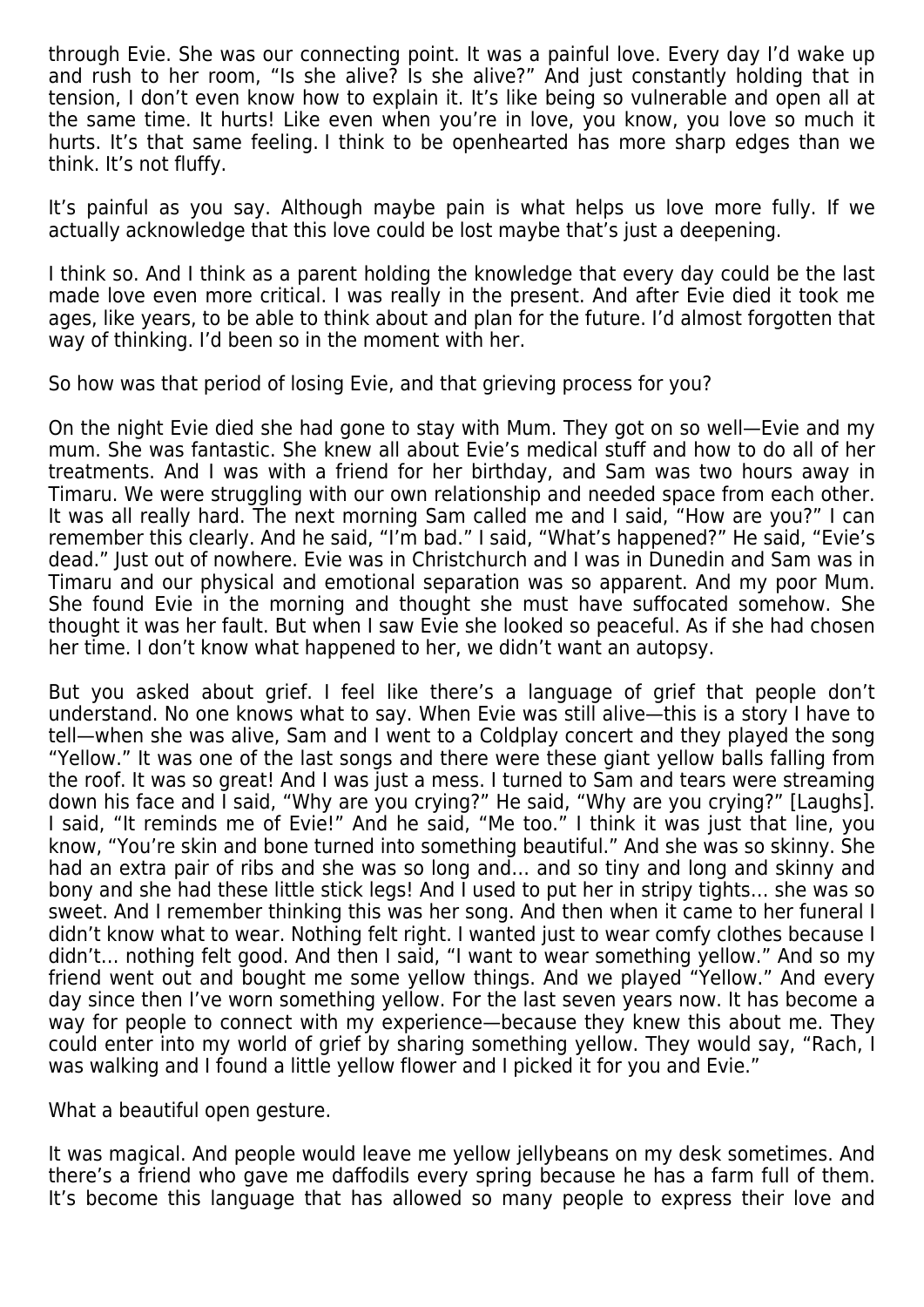through Evie. She was our connecting point. It was a painful love. Every day I'd wake up and rush to her room, "Is she alive? Is she alive?" And just constantly holding that in tension, I don't even know how to explain it. It's like being so vulnerable and open all at the same time. It hurts! Like even when you're in love, you know, you love so much it hurts. It's that same feeling. I think to be openhearted has more sharp edges than we think. It's not fluffy.

It's painful as you say. Although maybe pain is what helps us love more fully. If we actually acknowledge that this love could be lost maybe that's just a deepening.

I think so. And I think as a parent holding the knowledge that every day could be the last made love even more critical. I was really in the present. And after Evie died it took me ages, like years, to be able to think about and plan for the future. I'd almost forgotten that way of thinking. I'd been so in the moment with her.

So how was that period of losing Evie, and that grieving process for you?

On the night Evie died she had gone to stay with Mum. They got on so well—Evie and my mum. She was fantastic. She knew all about Evie's medical stuff and how to do all of her treatments. And I was with a friend for her birthday, and Sam was two hours away in Timaru. We were struggling with our own relationship and needed space from each other. It was all really hard. The next morning Sam called me and I said, "How are you?" I can remember this clearly. And he said, "I'm bad." I said, "What's happened?" He said, "Evie's dead." Just out of nowhere. Evie was in Christchurch and I was in Dunedin and Sam was in Timaru and our physical and emotional separation was so apparent. And my poor Mum. She found Evie in the morning and thought she must have suffocated somehow. She thought it was her fault. But when I saw Evie she looked so peaceful. As if she had chosen her time. I don't know what happened to her, we didn't want an autopsy.

But you asked about grief. I feel like there's a language of grief that people don't understand. No one knows what to say. When Evie was still alive—this is a story I have to tell—when she was alive, Sam and I went to a Coldplay concert and they played the song "Yellow." It was one of the last songs and there were these giant yellow balls falling from the roof. It was so great! And I was just a mess. I turned to Sam and tears were streaming down his face and I said, "Why are you crying?" He said, "Why are you crying?" [Laughs]. I said, "It reminds me of Evie!" And he said, "Me too." I think it was just that line, you know, "You're skin and bone turned into something beautiful." And she was so skinny. She had an extra pair of ribs and she was so long and… and so tiny and long and skinny and bony and she had these little stick legs! And I used to put her in stripy tights… she was so sweet. And I remember thinking this was her song. And then when it came to her funeral I didn't know what to wear. Nothing felt right. I wanted just to wear comfy clothes because I didn't… nothing felt good. And then I said, "I want to wear something yellow." And so my friend went out and bought me some yellow things. And we played "Yellow." And every day since then I've worn something yellow. For the last seven years now. It has become a way for people to connect with my experience—because they knew this about me. They could enter into my world of grief by sharing something yellow. They would say, "Rach, I was walking and I found a little yellow flower and I picked it for you and Evie."

What a beautiful open gesture.

It was magical. And people would leave me yellow jellybeans on my desk sometimes. And there's a friend who gave me daffodils every spring because he has a farm full of them. It's become this language that has allowed so many people to express their love and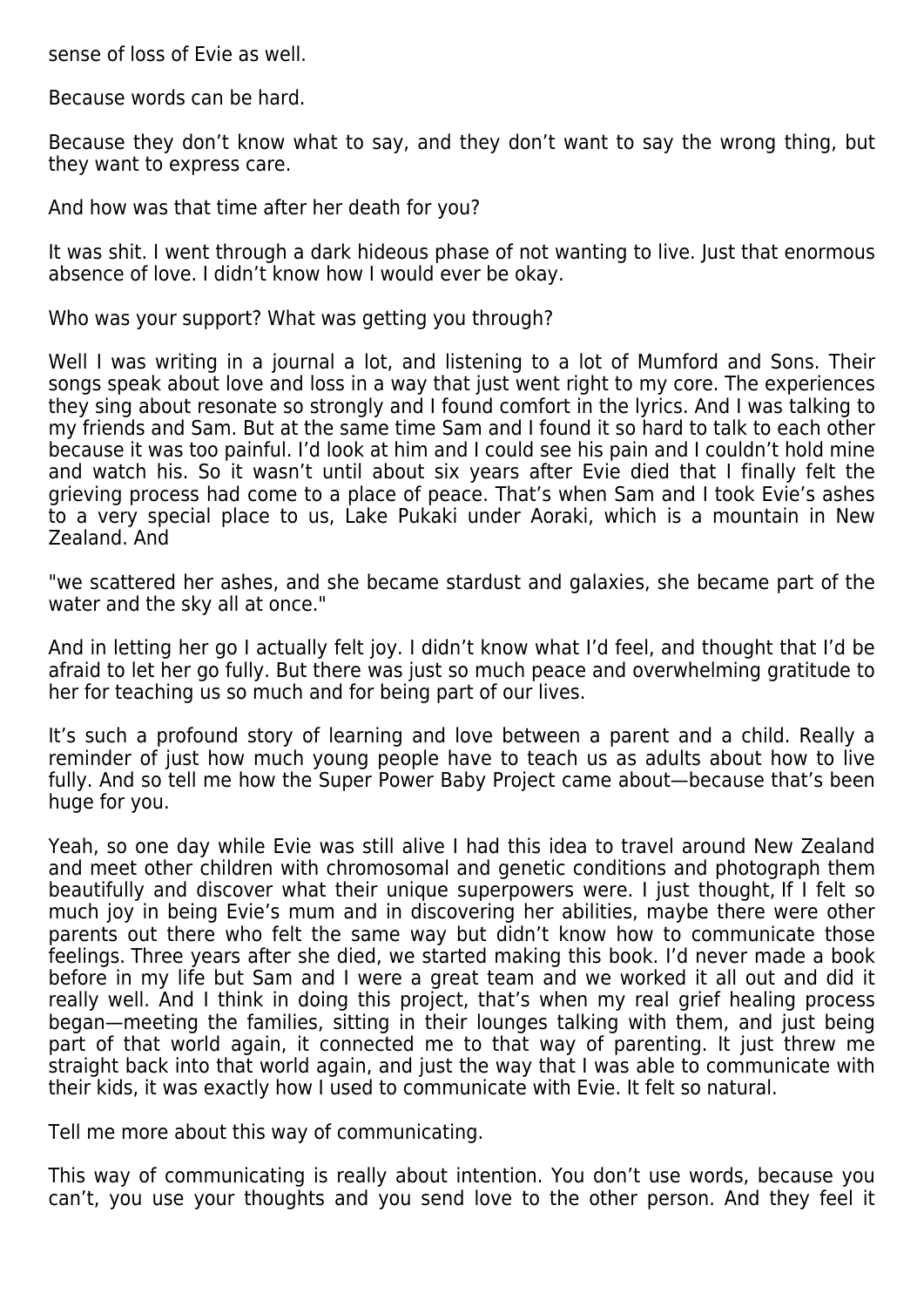sense of loss of Evie as well.

Because words can be hard.

Because they don't know what to say, and they don't want to say the wrong thing, but they want to express care.

And how was that time after her death for you?

It was shit. I went through a dark hideous phase of not wanting to live. Just that enormous absence of love. I didn't know how I would ever be okay.

Who was your support? What was getting you through?

Well I was writing in a journal a lot, and listening to a lot of Mumford and Sons. Their songs speak about love and loss in a way that just went right to my core. The experiences they sing about resonate so strongly and I found comfort in the lyrics. And I was talking to my friends and Sam. But at the same time Sam and I found it so hard to talk to each other because it was too painful. I'd look at him and I could see his pain and I couldn't hold mine and watch his. So it wasn't until about six years after Evie died that I finally felt the grieving process had come to a place of peace. That's when Sam and I took Evie's ashes to a very special place to us, Lake Pukaki under Aoraki, which is a mountain in New Zealand. And

"we scattered her ashes, and she became stardust and galaxies, she became part of the water and the sky all at once."

And in letting her go I actually felt joy. I didn't know what I'd feel, and thought that I'd be afraid to let her go fully. But there was just so much peace and overwhelming gratitude to her for teaching us so much and for being part of our lives.

It's such a profound story of learning and love between a parent and a child. Really a reminder of just how much young people have to teach us as adults about how to live fully. And so tell me how the Super Power Baby Project came about—because that's been huge for you.

Yeah, so one day while Evie was still alive I had this idea to travel around New Zealand and meet other children with chromosomal and genetic conditions and photograph them beautifully and discover what their unique superpowers were. I just thought, If I felt so much joy in being Evie's mum and in discovering her abilities, maybe there were other parents out there who felt the same way but didn't know how to communicate those feelings. Three years after she died, we started making this book. I'd never made a book before in my life but Sam and I were a great team and we worked it all out and did it really well. And I think in doing this project, that's when my real grief healing process began—meeting the families, sitting in their lounges talking with them, and just being part of that world again, it connected me to that way of parenting. It just threw me straight back into that world again, and just the way that I was able to communicate with their kids, it was exactly how I used to communicate with Evie. It felt so natural.

Tell me more about this way of communicating.

This way of communicating is really about intention. You don't use words, because you can't, you use your thoughts and you send love to the other person. And they feel it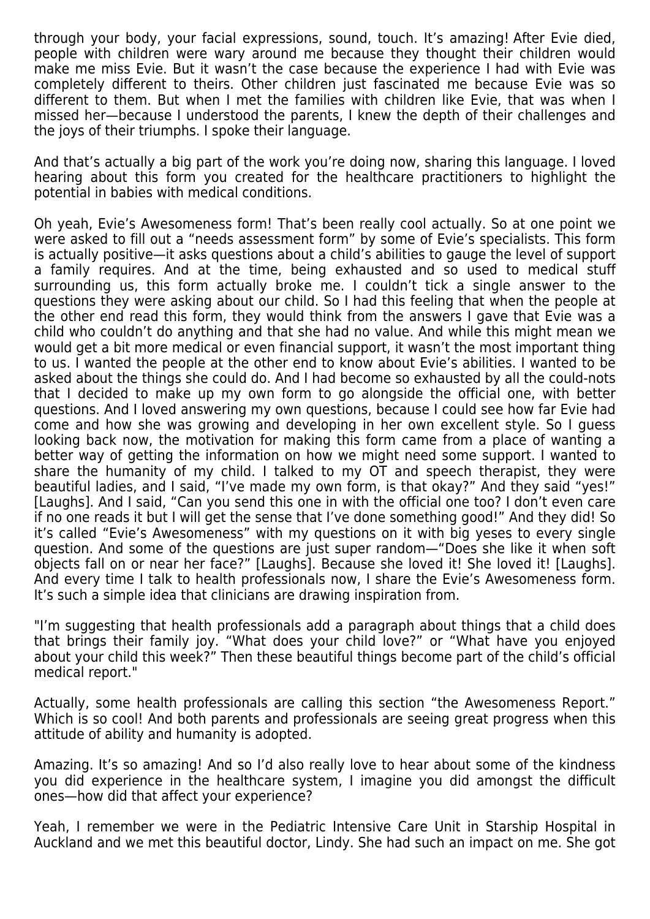through your body, your facial expressions, sound, touch. It's amazing! After Evie died, people with children were wary around me because they thought their children would make me miss Evie. But it wasn't the case because the experience I had with Evie was completely different to theirs. Other children just fascinated me because Evie was so different to them. But when I met the families with children like Evie, that was when I missed her—because I understood the parents, I knew the depth of their challenges and the joys of their triumphs. I spoke their language.

And that's actually a big part of the work you're doing now, sharing this language. I loved hearing about this form you created for the healthcare practitioners to highlight the potential in babies with medical conditions.

Oh yeah, Evie's Awesomeness form! That's been really cool actually. So at one point we were asked to fill out a "needs assessment form" by some of Evie's specialists. This form is actually positive—it asks questions about a child's abilities to gauge the level of support a family requires. And at the time, being exhausted and so used to medical stuff surrounding us, this form actually broke me. I couldn't tick a single answer to the questions they were asking about our child. So I had this feeling that when the people at the other end read this form, they would think from the answers I gave that Evie was a child who couldn't do anything and that she had no value. And while this might mean we would get a bit more medical or even financial support, it wasn't the most important thing to us. I wanted the people at the other end to know about Evie's abilities. I wanted to be asked about the things she could do. And I had become so exhausted by all the could-nots that I decided to make up my own form to go alongside the official one, with better questions. And I loved answering my own questions, because I could see how far Evie had come and how she was growing and developing in her own excellent style. So I guess looking back now, the motivation for making this form came from a place of wanting a better way of getting the information on how we might need some support. I wanted to share the humanity of my child. I talked to my OT and speech therapist, they were beautiful ladies, and I said, "I've made my own form, is that okay?" And they said "yes!" [Laughs]. And I said, "Can you send this one in with the official one too? I don't even care if no one reads it but I will get the sense that I've done something good!" And they did! So it's called "Evie's Awesomeness" with my questions on it with big yeses to every single question. And some of the questions are just super random—"Does she like it when soft objects fall on or near her face?" [Laughs]. Because she loved it! She loved it! [Laughs]. And every time I talk to health professionals now, I share the Evie's Awesomeness form. It's such a simple idea that clinicians are drawing inspiration from.

"I'm suggesting that health professionals add a paragraph about things that a child does that brings their family joy. "What does your child love?" or "What have you enjoyed about your child this week?" Then these beautiful things become part of the child's official medical report."

Actually, some health professionals are calling this section "the Awesomeness Report." Which is so cool! And both parents and professionals are seeing great progress when this attitude of ability and humanity is adopted.

Amazing. It's so amazing! And so I'd also really love to hear about some of the kindness you did experience in the healthcare system, I imagine you did amongst the difficult ones—how did that affect your experience?

Yeah, I remember we were in the Pediatric Intensive Care Unit in Starship Hospital in Auckland and we met this beautiful doctor, Lindy. She had such an impact on me. She got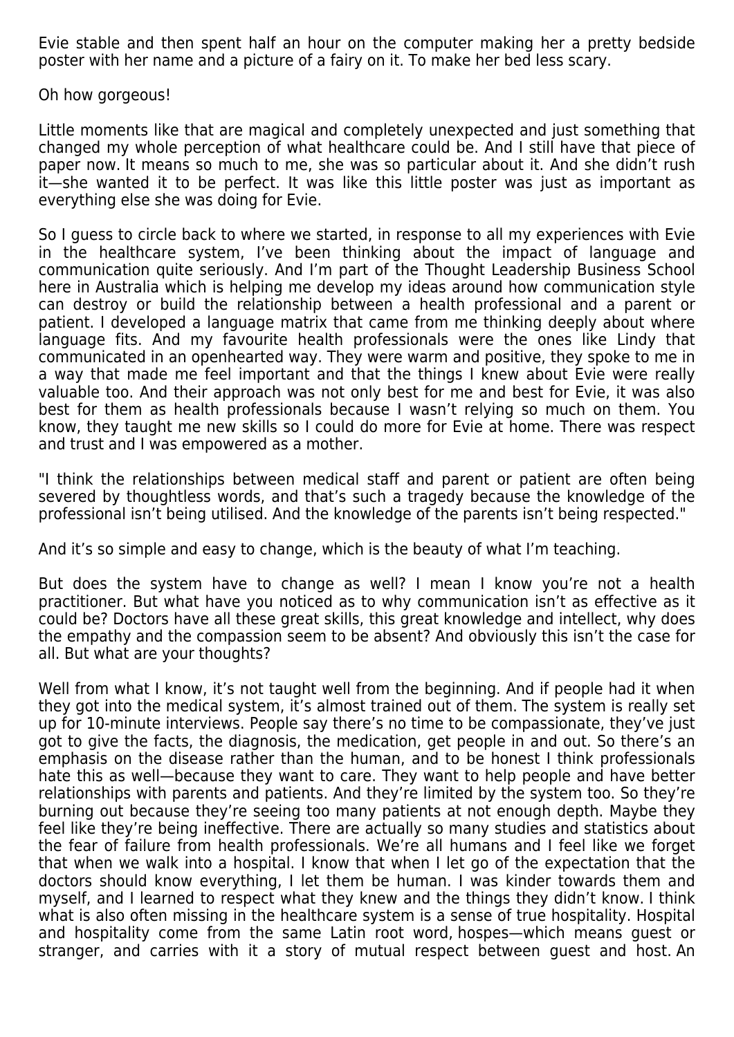Evie stable and then spent half an hour on the computer making her a pretty bedside poster with her name and a picture of a fairy on it. To make her bed less scary.

Oh how gorgeous!

Little moments like that are magical and completely unexpected and just something that changed my whole perception of what healthcare could be. And I still have that piece of paper now. It means so much to me, she was so particular about it. And she didn't rush it—she wanted it to be perfect. It was like this little poster was just as important as everything else she was doing for Evie.

So I guess to circle back to where we started, in response to all my experiences with Evie in the healthcare system, I've been thinking about the impact of language and communication quite seriously. And I'm part of the Thought Leadership Business School here in Australia which is helping me develop my ideas around how communication style can destroy or build the relationship between a health professional and a parent or patient. I developed a language matrix that came from me thinking deeply about where language fits. And my favourite health professionals were the ones like Lindy that communicated in an openhearted way. They were warm and positive, they spoke to me in a way that made me feel important and that the things I knew about Evie were really valuable too. And their approach was not only best for me and best for Evie, it was also best for them as health professionals because I wasn't relying so much on them. You know, they taught me new skills so I could do more for Evie at home. There was respect and trust and I was empowered as a mother.

"I think the relationships between medical staff and parent or patient are often being severed by thoughtless words, and that's such a tragedy because the knowledge of the professional isn't being utilised. And the knowledge of the parents isn't being respected."

And it's so simple and easy to change, which is the beauty of what I'm teaching.

But does the system have to change as well? I mean I know you're not a health practitioner. But what have you noticed as to why communication isn't as effective as it could be? Doctors have all these great skills, this great knowledge and intellect, why does the empathy and the compassion seem to be absent? And obviously this isn't the case for all. But what are your thoughts?

Well from what I know, it's not taught well from the beginning. And if people had it when they got into the medical system, it's almost trained out of them. The system is really set up for 10-minute interviews. People say there's no time to be compassionate, they've just got to give the facts, the diagnosis, the medication, get people in and out. So there's an emphasis on the disease rather than the human, and to be honest I think professionals hate this as well—because they want to care. They want to help people and have better relationships with parents and patients. And they're limited by the system too. So they're burning out because they're seeing too many patients at not enough depth. Maybe they feel like they're being ineffective. There are actually so many studies and statistics about the fear of failure from health professionals. We're all humans and I feel like we forget that when we walk into a hospital. I know that when I let go of the expectation that the doctors should know everything, I let them be human. I was kinder towards them and myself, and I learned to respect what they knew and the things they didn't know. I think what is also often missing in the healthcare system is a sense of true hospitality. Hospital and hospitality come from the same Latin root word, hospes—which means guest or stranger, and carries with it a story of mutual respect between guest and host. An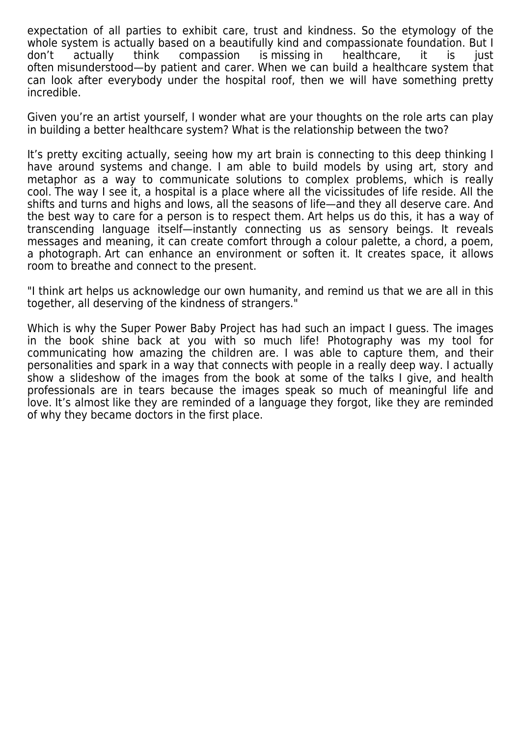expectation of all parties to exhibit care, trust and kindness. So the etymology of the whole system is actually based on a beautifully kind and compassionate foundation. But I don’t actually think compassion is missing in healthcare, it is just often misunderstood—by patient and carer. When we can build a healthcare system that can look after everybody under the hospital roof, then we will have something pretty incredible.

Given you’re an artist yourself, I wonder what are your thoughts on the role arts can play in building a better healthcare system? What is the relationship between the two?

It’s pretty exciting actually, seeing how my art brain is connecting to this deep thinking I have around systems and change. I am able to build models by using art, story and metaphor as a way to communicate solutions to complex problems, which is really cool. The way I see it, a hospital is a place where all the vicissitudes of life reside. All the shifts and turns and highs and lows, all the seasons of life—and they all deserve care. And the best way to care for a person is to respect them. Art helps us do this, it has a way of transcending language itself—instantly connecting us as sensory beings. It reveals messages and meaning, it can create comfort through a colour palette, a chord, a poem, a photograph. Art can enhance an environment or soften it. It creates space, it allows room to breathe and connect to the present.

"I think art helps us acknowledge our own humanity, and remind us that we are all in this together, all deserving of the kindness of strangers."

Which is why the Super Power Baby Project has had such an impact I guess. The images in the book shine back at you with so much life! Photography was my tool for communicating how amazing the children are. I was able to capture them, and their personalities and spark in a way that connects with people in a really deep way. I actually show a slideshow of the images from the book at some of the talks I give, and health professionals are in tears because the images speak so much of meaningful life and love. It’s almost like they are reminded of a language they forgot, like they are reminded of why they became doctors in the first place.